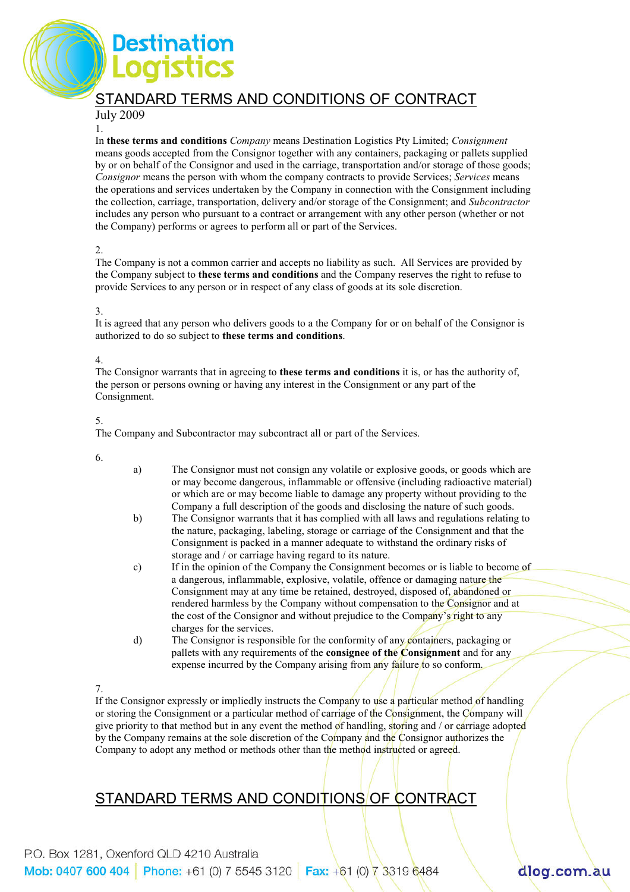Destination Logistics

# STANDARD TERMS AND CONDITIONS OF CONTRACT

July 2009

1.

In **these terms and conditions** *Company* means Destination Logistics Pty Limited; *Consignment* means goods accepted from the Consignor together with any containers, packaging or pallets supplied by or on behalf of the Consignor and used in the carriage, transportation and/or storage of those goods; *Consignor* means the person with whom the company contracts to provide Services; *Services* means the operations and services undertaken by the Company in connection with the Consignment including the collection, carriage, transportation, delivery and/or storage of the Consignment; and *Subcontractor* includes any person who pursuant to a contract or arrangement with any other person (whether or not the Company) performs or agrees to perform all or part of the Services.

2.

The Company is not a common carrier and accepts no liability as such. All Services are provided by the Company subject to **these terms and conditions** and the Company reserves the right to refuse to provide Services to any person or in respect of any class of goods at its sole discretion.

3.

It is agreed that any person who delivers goods to a the Company for or on behalf of the Consignor is authorized to do so subject to **these terms and conditions**.

4.

The Consignor warrants that in agreeing to **these terms and conditions** it is, or has the authority of, the person or persons owning or having any interest in the Consignment or any part of the Consignment.

5.

The Company and Subcontractor may subcontract all or part of the Services.

6.

a) The Consignor must not consign any volatile or explosive goods, or goods which are or may become dangerous, inflammable or offensive (including radioactive material) or which are or may become liable to damage any property without providing to the Company a full description of the goods and disclosing the nature of such goods.

b) The Consignor warrants that it has complied with all laws and regulations relating to the nature, packaging, labeling, storage or carriage of the Consignment and that the Consignment is packed in a manner adequate to withstand the ordinary risks of storage and / or carriage having regard to its nature.

c) If in the opinion of the Company the Consignment becomes or is liable to become of a dangerous, inflammable, explosive, volatile, offence or damaging nature the Consignment may at any time be retained, destroyed, disposed of, abandoned or rendered harmless by the Company without compensation to the Consignor and at the cost of the Consignor and without prejudice to the Company's right to any charges for the services.

d) The Consignor is responsible for the conformity of any containers, packaging or pallets with any requirements of the **consignee of the Consignment** and for any expense incurred by the Company arising from any failure to so conform.

7.

If the Consignor expressly or impliedly instructs the Company to use a particular method of handling or storing the Consignment or a particular method of carriage of the Consignment, the Company will give priority to that method but in any event the method of handling, storing and / or carriage adopted by the Company remains at the sole discretion of the Company and the Consignor authorizes the Company to adopt any method or methods other than the method instructed or agreed.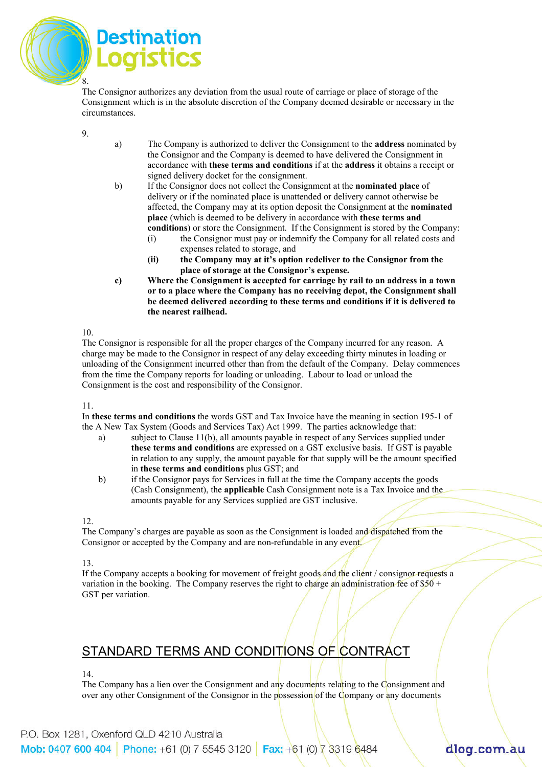8.
The Consignor authorizes any deviation from the usual route of carriage or place of storage of the Consignment which is in the absolute discretion of the Company deemed desirable or necessary in the circumstances.

9.

a) The Company is authorized to deliver the Consignment to the **address** nominated by the Consignor and the Company is deemed to have delivered the Consignment in accordance with **these terms and conditions** if at the **address** it obtains a receipt or signed delivery docket for the consignment.

b) If the Consignor does not collect the Consignment at the **nominated place** of delivery or if the nominated place is unattended or delivery cannot otherwise be affected, the Company may at its option deposit the Consignment at the **nominated place** (which is deemed to be delivery in accordance with **these terms and conditions**) or store the Consignment. If the Consignment is stored by the Company:
   (i) the Consignor must pay or indemnify the Company for all related costs and expenses related to storage, and
   **(ii) the Company may at it's option redeliver to the Consignor from the place of storage at the Consignor's expense.**

**c) Where the Consignment is accepted for carriage by rail to an address in a town or to a place where the Company has no receiving depot, the Consignment shall be deemed delivered according to these terms and conditions if it is delivered to the nearest railhead.**

10.
The Consignor is responsible for all the proper charges of the Company incurred for any reason. A charge may be made to the Consignor in respect of any delay exceeding thirty minutes in loading or unloading of the Consignment incurred other than from the default of the Company. Delay commences from the time the Company reports for loading or unloading. Labour to load or unload the Consignment is the cost and responsibility of the Consignor.

11.
In **these terms and conditions** the words GST and Tax Invoice have the meaning in section 195-1 of the A New Tax System (Goods and Services Tax) Act 1999. The parties acknowledge that:

a) subject to Clause 11(b), all amounts payable in respect of any Services supplied under **these terms and conditions** are expressed on a GST exclusive basis. If GST is payable in relation to any supply, the amount payable for that supply will be the amount specified in **these terms and conditions** plus GST; and

b) if the Consignor pays for Services in full at the time the Company accepts the goods (Cash Consignment), the **applicable** Cash Consignment note is a Tax Invoice and the amounts payable for any Services supplied are GST inclusive.

12.
The Company's charges are payable as soon as the Consignment is loaded and dispatched from the Consignor or accepted by the Company and are non-refundable in any event.

13.
If the Company accepts a booking for movement of freight goods and the client / consignor requests a variation in the booking. The Company reserves the right to charge an administration fee of $50 + GST per variation.

## STANDARD TERMS AND CONDITIONS OF CONTRACT

14.
The Company has a lien over the Consignment and any documents relating to the Consignment and over any other Consignment of the Consignor in the possession of the Company or any documents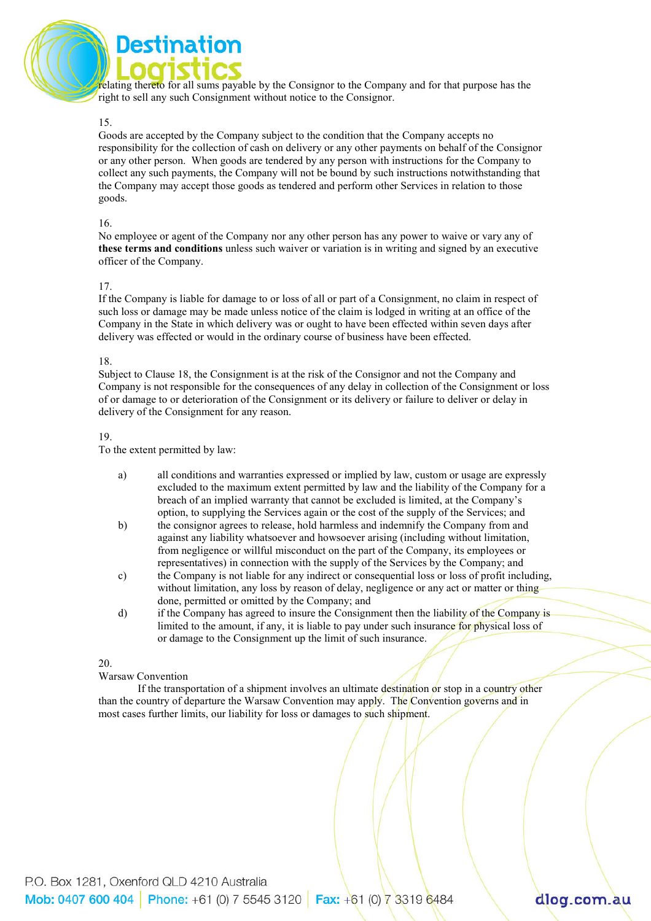relating thereto for all sums payable by the Consignor to the Company and for that purpose has the right to sell any such Consignment without notice to the Consignor.

15.
Goods are accepted by the Company subject to the condition that the Company accepts no responsibility for the collection of cash on delivery or any other payments on behalf of the Consignor or any other person. When goods are tendered by any person with instructions for the Company to collect any such payments, the Company will not be bound by such instructions notwithstanding that the Company may accept those goods as tendered and perform other Services in relation to those goods.

16.
No employee or agent of the Company nor any other person has any power to waive or vary any of **these terms and conditions** unless such waiver or variation is in writing and signed by an executive officer of the Company.

17.
If the Company is liable for damage to or loss of all or part of a Consignment, no claim in respect of such loss or damage may be made unless notice of the claim is lodged in writing at an office of the Company in the State in which delivery was or ought to have been effected within seven days after delivery was effected or would in the ordinary course of business have been effected.

18.
Subject to Clause 18, the Consignment is at the risk of the Consignor and not the Company and Company is not responsible for the consequences of any delay in collection of the Consignment or loss of or damage to or deterioration of the Consignment or its delivery or failure to deliver or delay in delivery of the Consignment for any reason.

19.
To the extent permitted by law:

a) all conditions and warranties expressed or implied by law, custom or usage are expressly excluded to the maximum extent permitted by law and the liability of the Company for a breach of an implied warranty that cannot be excluded is limited, at the Company's option, to supplying the Services again or the cost of the supply of the Services; and
b) the consignor agrees to release, hold harmless and indemnify the Company from and against any liability whatsoever and howsoever arising (including without limitation, from negligence or willful misconduct on the part of the Company, its employees or representatives) in connection with the supply of the Services by the Company; and
c) the Company is not liable for any indirect or consequential loss or loss of profit including, without limitation, any loss by reason of delay, negligence or any act or matter or thing done, permitted or omitted by the Company; and
d) if the Company has agreed to insure the Consignment then the liability of the Company is limited to the amount, if any, it is liable to pay under such insurance for physical loss of or damage to the Consignment up the limit of such insurance.

20.
Warsaw Convention
If the transportation of a shipment involves an ultimate destination or stop in a country other than the country of departure the Warsaw Convention may apply. The Convention governs and in most cases further limits, our liability for loss or damages to such shipment.